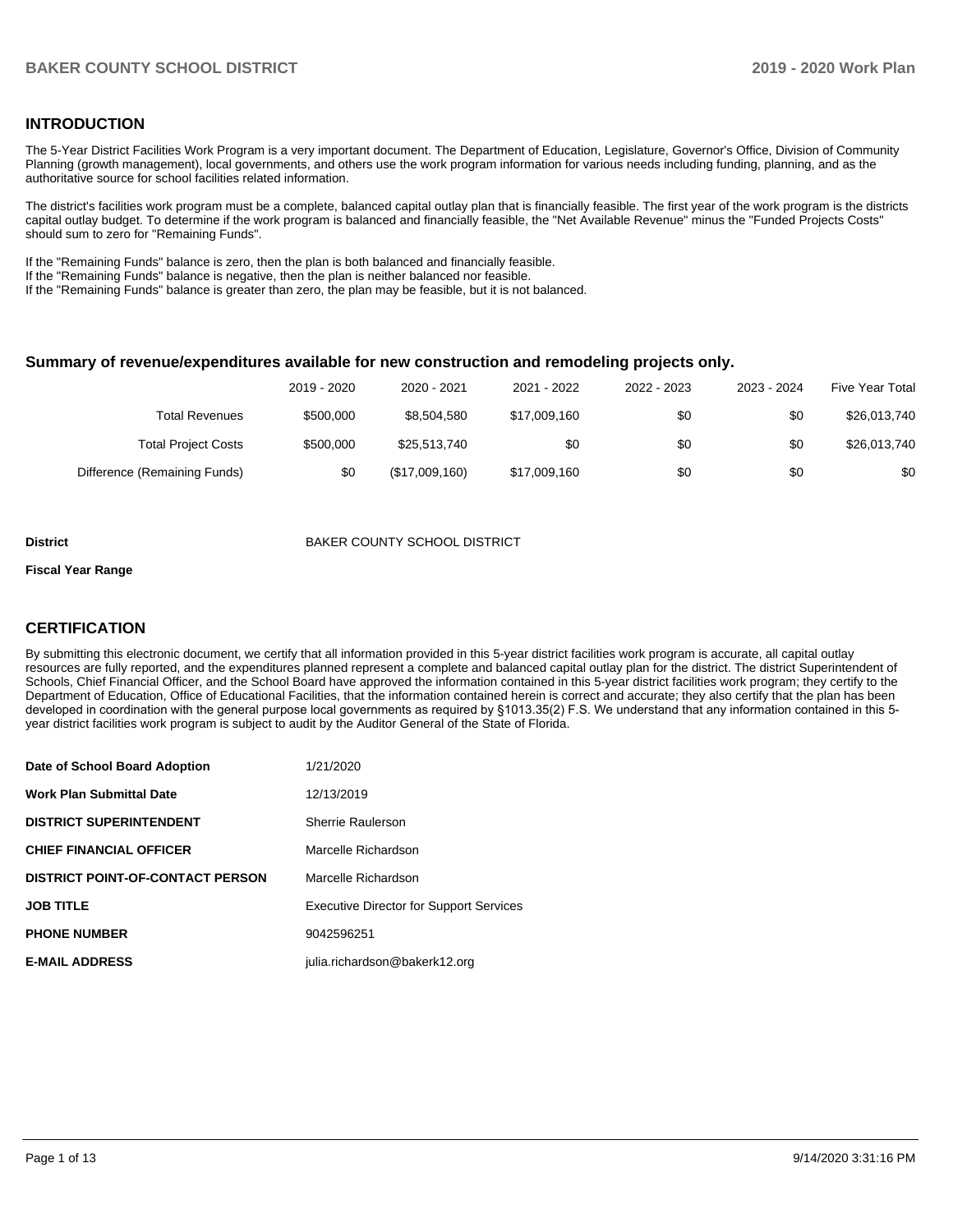## INTRODUCTION

The 5-Year District Facilities Work Program is a very important document. The Department of Education, Legislature, Governor's Office, Division of Community Planning (growth management), local governments, and others use the work program information for various needs including funding, planning, and as the authoritative source for school facilities related information.

The district's facilities work program must be a complete, balanced capital outlay plan that is financially feasible. The first year of the work program is the districts capital outlay budget. To determine if the work program is balanced and financially feasible, the "Net Available Revenue" minus the "Funded Projects Costs" should sum to zero for "Remaining Funds".

If the "Remaining Funds" balance is zero, then the plan is both balanced and financially feasible.
If the "Remaining Funds" balance is negative, then the plan is neither balanced nor feasible.
If the "Remaining Funds" balance is greater than zero, the plan may be feasible, but it is not balanced.

### Summary of revenue/expenditures available for new construction and remodeling projects only.

| | 2019 - 2020 | 2020 - 2021 | 2021 - 2022 | 2022 - 2023 | 2023 - 2024 | Five Year Total |
|---|---|---|---|---|---|---|
| Total Revenues | $500,000 | $8,504,580 | $17,009,160 | $0 | $0 | $26,013,740 |
| Total Project Costs | $500,000 | $25,513,740 | $0 | $0 | $0 | $26,013,740 |
| Difference (Remaining Funds) | $0 | ($17,009,160) | $17,009,160 | $0 | $0 | $0 |

**District** BAKER COUNTY SCHOOL DISTRICT

**Fiscal Year Range**

## CERTIFICATION

By submitting this electronic document, we certify that all information provided in this 5-year district facilities work program is accurate, all capital outlay resources are fully reported, and the expenditures planned represent a complete and balanced capital outlay plan for the district. The district Superintendent of Schools, Chief Financial Officer, and the School Board have approved the information contained in this 5-year district facilities work program; they certify to the Department of Education, Office of Educational Facilities, that the information contained herein is correct and accurate; they also certify that the plan has been developed in coordination with the general purpose local governments as required by §1013.35(2) F.S. We understand that any information contained in this 5-year district facilities work program is subject to audit by the Auditor General of the State of Florida.

| | |
|---|---|
| **Date of School Board Adoption** | 1/21/2020 |
| **Work Plan Submittal Date** | 12/13/2019 |
| **DISTRICT SUPERINTENDENT** | Sherrie Raulerson |
| **CHIEF FINANCIAL OFFICER** | Marcelle Richardson |
| **DISTRICT POINT-OF-CONTACT PERSON** | Marcelle Richardson |
| **JOB TITLE** | Executive Director for Support Services |
| **PHONE NUMBER** | 9042596251 |
| **E-MAIL ADDRESS** | julia.richardson@bakerk12.org |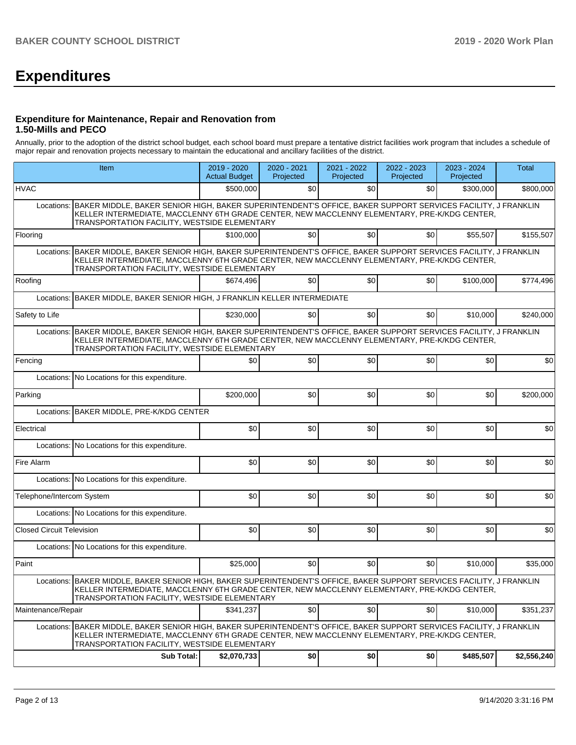# Expenditures

### Expenditure for Maintenance, Repair and Renovation from 1.50-Mills and PECO

Annually, prior to the adoption of the district school budget, each school board must prepare a tentative district facilities work program that includes a schedule of major repair and renovation projects necessary to maintain the educational and ancillary facilities of the district.

| Item | | 2019 - 2020 Actual Budget | 2020 - 2021 Projected | 2021 - 2022 Projected | 2022 - 2023 Projected | 2023 - 2024 Projected | Total |
|---|---|---|---|---|---|---|---|
| HVAC | | $500,000 | $0 | $0 | $0 | $300,000 | $800,000 |
| Locations: | BAKER MIDDLE, BAKER SENIOR HIGH, BAKER SUPERINTENDENT'S OFFICE, BAKER SUPPORT SERVICES FACILITY, J FRANKLIN KELLER INTERMEDIATE, MACCLENNY 6TH GRADE CENTER, NEW MACCLENNY ELEMENTARY, PRE-K/KDG CENTER, TRANSPORTATION FACILITY, WESTSIDE ELEMENTARY | | | | | | |
| Flooring | | $100,000 | $0 | $0 | $0 | $55,507 | $155,507 |
| Locations: | BAKER MIDDLE, BAKER SENIOR HIGH, BAKER SUPERINTENDENT'S OFFICE, BAKER SUPPORT SERVICES FACILITY, J FRANKLIN KELLER INTERMEDIATE, MACCLENNY 6TH GRADE CENTER, NEW MACCLENNY ELEMENTARY, PRE-K/KDG CENTER, TRANSPORTATION FACILITY, WESTSIDE ELEMENTARY | | | | | | |
| Roofing | | $674,496 | $0 | $0 | $0 | $100,000 | $774,496 |
| Locations: | BAKER MIDDLE, BAKER SENIOR HIGH, J FRANKLIN KELLER INTERMEDIATE | | | | | | |
| Safety to Life | | $230,000 | $0 | $0 | $0 | $10,000 | $240,000 |
| Locations: | BAKER MIDDLE, BAKER SENIOR HIGH, BAKER SUPERINTENDENT'S OFFICE, BAKER SUPPORT SERVICES FACILITY, J FRANKLIN KELLER INTERMEDIATE, MACCLENNY 6TH GRADE CENTER, NEW MACCLENNY ELEMENTARY, PRE-K/KDG CENTER, TRANSPORTATION FACILITY, WESTSIDE ELEMENTARY | | | | | | |
| Fencing | | $0 | $0 | $0 | $0 | $0 | $0 |
| Locations: | No Locations for this expenditure. | | | | | | |
| Parking | | $200,000 | $0 | $0 | $0 | $0 | $200,000 |
| Locations: | BAKER MIDDLE, PRE-K/KDG CENTER | | | | | | |
| Electrical | | $0 | $0 | $0 | $0 | $0 | $0 |
| Locations: | No Locations for this expenditure. | | | | | | |
| Fire Alarm | | $0 | $0 | $0 | $0 | $0 | $0 |
| Locations: | No Locations for this expenditure. | | | | | | |
| Telephone/Intercom System | | $0 | $0 | $0 | $0 | $0 | $0 |
| Locations: | No Locations for this expenditure. | | | | | | |
| Closed Circuit Television | | $0 | $0 | $0 | $0 | $0 | $0 |
| Locations: | No Locations for this expenditure. | | | | | | |
| Paint | | $25,000 | $0 | $0 | $0 | $10,000 | $35,000 |
| Locations: | BAKER MIDDLE, BAKER SENIOR HIGH, BAKER SUPERINTENDENT'S OFFICE, BAKER SUPPORT SERVICES FACILITY, J FRANKLIN KELLER INTERMEDIATE, MACCLENNY 6TH GRADE CENTER, NEW MACCLENNY ELEMENTARY, PRE-K/KDG CENTER, TRANSPORTATION FACILITY, WESTSIDE ELEMENTARY | | | | | | |
| Maintenance/Repair | | $341,237 | $0 | $0 | $0 | $10,000 | $351,237 |
| Locations: | BAKER MIDDLE, BAKER SENIOR HIGH, BAKER SUPERINTENDENT'S OFFICE, BAKER SUPPORT SERVICES FACILITY, J FRANKLIN KELLER INTERMEDIATE, MACCLENNY 6TH GRADE CENTER, NEW MACCLENNY ELEMENTARY, PRE-K/KDG CENTER, TRANSPORTATION FACILITY, WESTSIDE ELEMENTARY | | | | | | |
| | **Sub Total:** | **$2,070,733** | **$0** | **$0** | **$0** | **$485,507** | **$2,556,240** |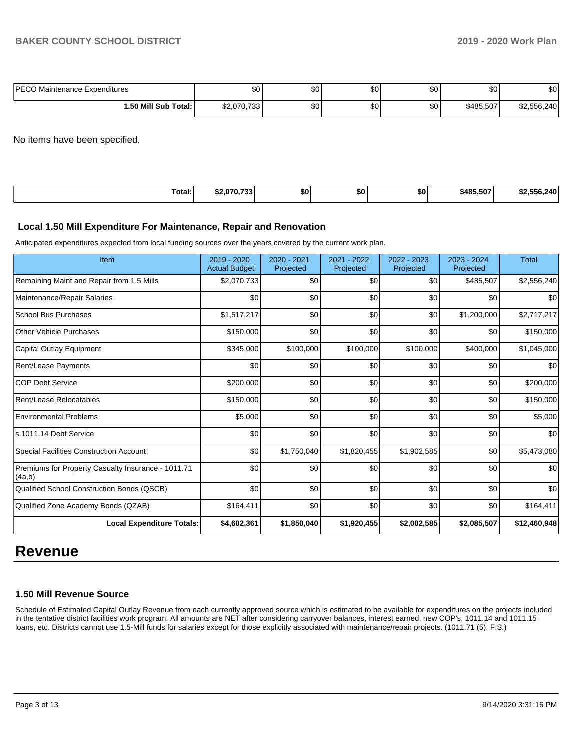| PECO Maintenance Expenditures | $0 | $0 | $0 | $0 | $0 | $0 |
|---|---|---|---|---|---|---|
| **1.50 Mill Sub Total:** | $2,070,733 | $0 | $0 | $0 | $485,507 | $2,556,240 |

No items have been specified.

| **Total:** | **$2,070,733** | **$0** | **$0** | **$0** | **$485,507** | **$2,556,240** |
|---|---|---|---|---|---|---|

### Local 1.50 Mill Expenditure For Maintenance, Repair and Renovation

Anticipated expenditures expected from local funding sources over the years covered by the current work plan.

| Item | 2019 - 2020 Actual Budget | 2020 - 2021 Projected | 2021 - 2022 Projected | 2022 - 2023 Projected | 2023 - 2024 Projected | Total |
|---|---|---|---|---|---|---|
| Remaining Maint and Repair from 1.5 Mills | $2,070,733 | $0 | $0 | $0 | $485,507 | $2,556,240 |
| Maintenance/Repair Salaries | $0 | $0 | $0 | $0 | $0 | $0 |
| School Bus Purchases | $1,517,217 | $0 | $0 | $0 | $1,200,000 | $2,717,217 |
| Other Vehicle Purchases | $150,000 | $0 | $0 | $0 | $0 | $150,000 |
| Capital Outlay Equipment | $345,000 | $100,000 | $100,000 | $100,000 | $400,000 | $1,045,000 |
| Rent/Lease Payments | $0 | $0 | $0 | $0 | $0 | $0 |
| COP Debt Service | $200,000 | $0 | $0 | $0 | $0 | $200,000 |
| Rent/Lease Relocatables | $150,000 | $0 | $0 | $0 | $0 | $150,000 |
| Environmental Problems | $5,000 | $0 | $0 | $0 | $0 | $5,000 |
| s.1011.14 Debt Service | $0 | $0 | $0 | $0 | $0 | $0 |
| Special Facilities Construction Account | $0 | $1,750,040 | $1,820,455 | $1,902,585 | $0 | $5,473,080 |
| Premiums for Property Casualty Insurance - 1011.71 (4a,b) | $0 | $0 | $0 | $0 | $0 | $0 |
| Qualified School Construction Bonds (QSCB) | $0 | $0 | $0 | $0 | $0 | $0 |
| Qualified Zone Academy Bonds (QZAB) | $164,411 | $0 | $0 | $0 | $0 | $164,411 |
| **Local Expenditure Totals:** | **$4,602,361** | **$1,850,040** | **$1,920,455** | **$2,002,585** | **$2,085,507** | **$12,460,948** |

# Revenue

### 1.50 Mill Revenue Source

Schedule of Estimated Capital Outlay Revenue from each currently approved source which is estimated to be available for expenditures on the projects included in the tentative district facilities work program. All amounts are NET after considering carryover balances, interest earned, new COP's, 1011.14 and 1011.15 loans, etc. Districts cannot use 1.5-Mill funds for salaries except for those explicitly associated with maintenance/repair projects. (1011.71 (5), F.S.)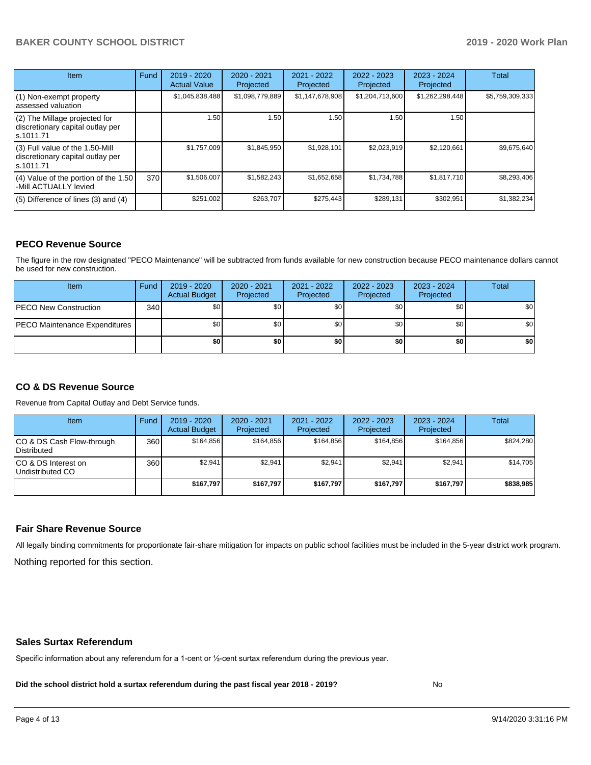| Item | Fund | 2019 - 2020 Actual Value | 2020 - 2021 Projected | 2021 - 2022 Projected | 2022 - 2023 Projected | 2023 - 2024 Projected | Total |
|---|---|---|---|---|---|---|---|
| (1) Non-exempt property assessed valuation | | $1,045,838,488 | $1,098,779,889 | $1,147,678,908 | $1,204,713,600 | $1,262,298,448 | $5,759,309,333 |
| (2) The Millage projected for discretionary capital outlay per s.1011.71 | | 1.50 | 1.50 | 1.50 | 1.50 | 1.50 | |
| (3) Full value of the 1.50-Mill discretionary capital outlay per s.1011.71 | | $1,757,009 | $1,845,950 | $1,928,101 | $2,023,919 | $2,120,661 | $9,675,640 |
| (4) Value of the portion of the 1.50 -Mill ACTUALLY levied | 370 | $1,506,007 | $1,582,243 | $1,652,658 | $1,734,788 | $1,817,710 | $8,293,406 |
| (5) Difference of lines (3) and (4) | | $251,002 | $263,707 | $275,443 | $289,131 | $302,951 | $1,382,234 |

## PECO Revenue Source

The figure in the row designated "PECO Maintenance" will be subtracted from funds available for new construction because PECO maintenance dollars cannot be used for new construction.

| Item | Fund | 2019 - 2020 Actual Budget | 2020 - 2021 Projected | 2021 - 2022 Projected | 2022 - 2023 Projected | 2023 - 2024 Projected | Total |
|---|---|---|---|---|---|---|---|
| PECO New Construction | 340 | $0 | $0 | $0 | $0 | $0 | $0 |
| PECO Maintenance Expenditures | | $0 | $0 | $0 | $0 | $0 | $0 |
| | | **$0** | **$0** | **$0** | **$0** | **$0** | **$0** |

## CO & DS Revenue Source

Revenue from Capital Outlay and Debt Service funds.

| Item | Fund | 2019 - 2020 Actual Budget | 2020 - 2021 Projected | 2021 - 2022 Projected | 2022 - 2023 Projected | 2023 - 2024 Projected | Total |
|---|---|---|---|---|---|---|---|
| CO & DS Cash Flow-through Distributed | 360 | $164,856 | $164,856 | $164,856 | $164,856 | $164,856 | $824,280 |
| CO & DS Interest on Undistributed CO | 360 | $2,941 | $2,941 | $2,941 | $2,941 | $2,941 | $14,705 |
| | | **$167,797** | **$167,797** | **$167,797** | **$167,797** | **$167,797** | **$838,985** |

## Fair Share Revenue Source

All legally binding commitments for proportionate fair-share mitigation for impacts on public school facilities must be included in the 5-year district work program.

Nothing reported for this section.

## Sales Surtax Referendum

Specific information about any referendum for a 1-cent or ½-cent surtax referendum during the previous year.

**Did the school district hold a surtax referendum during the past fiscal year 2018 - 2019?** No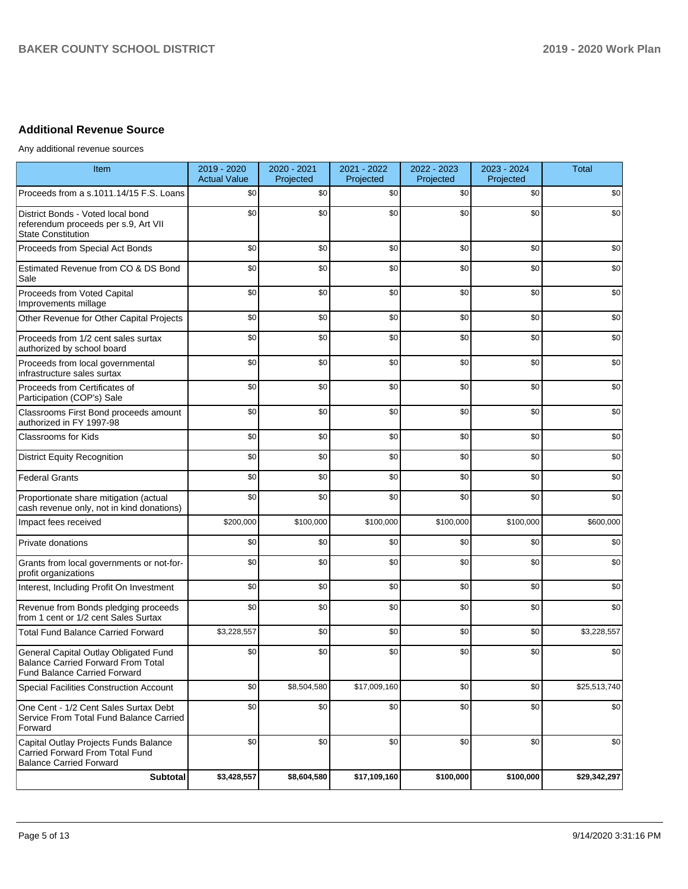## Additional Revenue Source

Any additional revenue sources

| Item | 2019 - 2020 Actual Value | 2020 - 2021 Projected | 2021 - 2022 Projected | 2022 - 2023 Projected | 2023 - 2024 Projected | Total |
|---|---|---|---|---|---|---|
| Proceeds from a s.1011.14/15 F.S. Loans | $0 | $0 | $0 | $0 | $0 | $0 |
| District Bonds - Voted local bond referendum proceeds per s.9, Art VII State Constitution | $0 | $0 | $0 | $0 | $0 | $0 |
| Proceeds from Special Act Bonds | $0 | $0 | $0 | $0 | $0 | $0 |
| Estimated Revenue from CO & DS Bond Sale | $0 | $0 | $0 | $0 | $0 | $0 |
| Proceeds from Voted Capital Improvements millage | $0 | $0 | $0 | $0 | $0 | $0 |
| Other Revenue for Other Capital Projects | $0 | $0 | $0 | $0 | $0 | $0 |
| Proceeds from 1/2 cent sales surtax authorized by school board | $0 | $0 | $0 | $0 | $0 | $0 |
| Proceeds from local governmental infrastructure sales surtax | $0 | $0 | $0 | $0 | $0 | $0 |
| Proceeds from Certificates of Participation (COP's) Sale | $0 | $0 | $0 | $0 | $0 | $0 |
| Classrooms First Bond proceeds amount authorized in FY 1997-98 | $0 | $0 | $0 | $0 | $0 | $0 |
| Classrooms for Kids | $0 | $0 | $0 | $0 | $0 | $0 |
| District Equity Recognition | $0 | $0 | $0 | $0 | $0 | $0 |
| Federal Grants | $0 | $0 | $0 | $0 | $0 | $0 |
| Proportionate share mitigation (actual cash revenue only, not in kind donations) | $0 | $0 | $0 | $0 | $0 | $0 |
| Impact fees received | $200,000 | $100,000 | $100,000 | $100,000 | $100,000 | $600,000 |
| Private donations | $0 | $0 | $0 | $0 | $0 | $0 |
| Grants from local governments or not-for-profit organizations | $0 | $0 | $0 | $0 | $0 | $0 |
| Interest, Including Profit On Investment | $0 | $0 | $0 | $0 | $0 | $0 |
| Revenue from Bonds pledging proceeds from 1 cent or 1/2 cent Sales Surtax | $0 | $0 | $0 | $0 | $0 | $0 |
| Total Fund Balance Carried Forward | $3,228,557 | $0 | $0 | $0 | $0 | $3,228,557 |
| General Capital Outlay Obligated Fund Balance Carried Forward From Total Fund Balance Carried Forward | $0 | $0 | $0 | $0 | $0 | $0 |
| Special Facilities Construction Account | $0 | $8,504,580 | $17,009,160 | $0 | $0 | $25,513,740 |
| One Cent - 1/2 Cent Sales Surtax Debt Service From Total Fund Balance Carried Forward | $0 | $0 | $0 | $0 | $0 | $0 |
| Capital Outlay Projects Funds Balance Carried Forward From Total Fund Balance Carried Forward | $0 | $0 | $0 | $0 | $0 | $0 |
| **Subtotal** | **$3,428,557** | **$8,604,580** | **$17,109,160** | **$100,000** | **$100,000** | **$29,342,297** |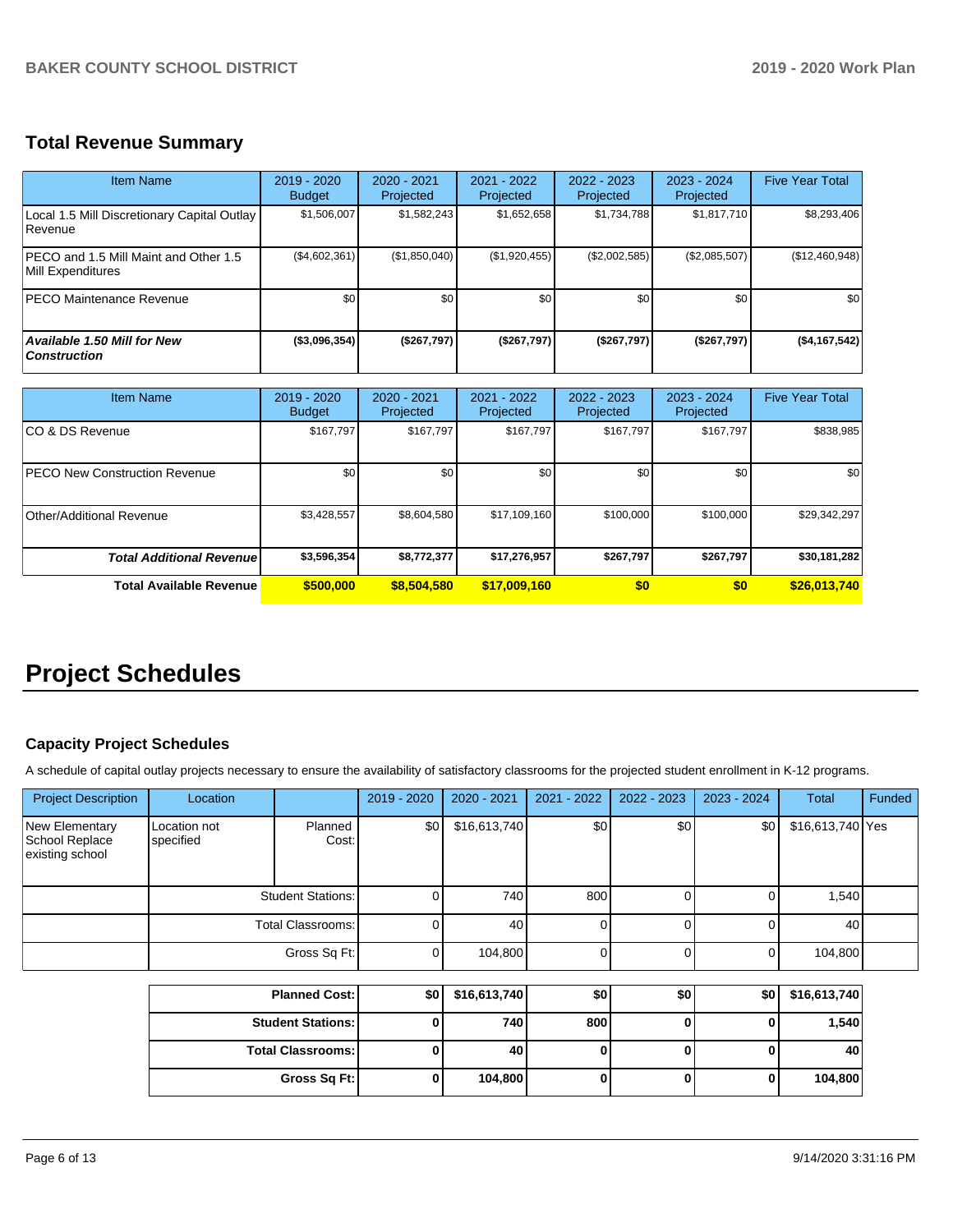## Total Revenue Summary

| Item Name | 2019 - 2020 Budget | 2020 - 2021 Projected | 2021 - 2022 Projected | 2022 - 2023 Projected | 2023 - 2024 Projected | Five Year Total |
|---|---|---|---|---|---|---|
| Local 1.5 Mill Discretionary Capital Outlay Revenue | $1,506,007 | $1,582,243 | $1,652,658 | $1,734,788 | $1,817,710 | $8,293,406 |
| PECO and 1.5 Mill Maint and Other 1.5 Mill Expenditures | ($4,602,361) | ($1,850,040) | ($1,920,455) | ($2,002,585) | ($2,085,507) | ($12,460,948) |
| PECO Maintenance Revenue | $0 | $0 | $0 | $0 | $0 | $0 |
| ***Available 1.50 Mill for New Construction*** | **($3,096,354)** | **($267,797)** | **($267,797)** | **($267,797)** | **($267,797)** | **($4,167,542)** |

| Item Name | 2019 - 2020 Budget | 2020 - 2021 Projected | 2021 - 2022 Projected | 2022 - 2023 Projected | 2023 - 2024 Projected | Five Year Total |
|---|---|---|---|---|---|---|
| CO & DS Revenue | $167,797 | $167,797 | $167,797 | $167,797 | $167,797 | $838,985 |
| PECO New Construction Revenue | $0 | $0 | $0 | $0 | $0 | $0 |
| Other/Additional Revenue | $3,428,557 | $8,604,580 | $17,109,160 | $100,000 | $100,000 | $29,342,297 |
| ***Total Additional Revenue*** | **$3,596,354** | **$8,772,377** | **$17,276,957** | **$267,797** | **$267,797** | **$30,181,282** |
| **Total Available Revenue** | **$500,000** | **$8,504,580** | **$17,009,160** | **$0** | **$0** | **$26,013,740** |

# Project Schedules

### Capacity Project Schedules

A schedule of capital outlay projects necessary to ensure the availability of satisfactory classrooms for the projected student enrollment in K-12 programs.

| Project Description | Location | | 2019 - 2020 | 2020 - 2021 | 2021 - 2022 | 2022 - 2023 | 2023 - 2024 | Total | Funded |
|---|---|---|---|---|---|---|---|---|---|
| New Elementary School Replace existing school | Location not specified | Planned Cost: | $0 | $16,613,740 | $0 | $0 | $0 | $16,613,740 | Yes |
| | | Student Stations: | 0 | 740 | 800 | 0 | 0 | 1,540 | |
| | | Total Classrooms: | 0 | 40 | 0 | 0 | 0 | 40 | |
| | | Gross Sq Ft: | 0 | 104,800 | 0 | 0 | 0 | 104,800 | |

| | 2019 - 2020 | 2020 - 2021 | 2021 - 2022 | 2022 - 2023 | 2023 - 2024 | Total |
|---|---|---|---|---|---|---|
| **Planned Cost:** | **$0** | **$16,613,740** | **$0** | **$0** | **$0** | **$16,613,740** |
| **Student Stations:** | **0** | **740** | **800** | **0** | **0** | **1,540** |
| **Total Classrooms:** | **0** | **40** | **0** | **0** | **0** | **40** |
| **Gross Sq Ft:** | **0** | **104,800** | **0** | **0** | **0** | **104,800** |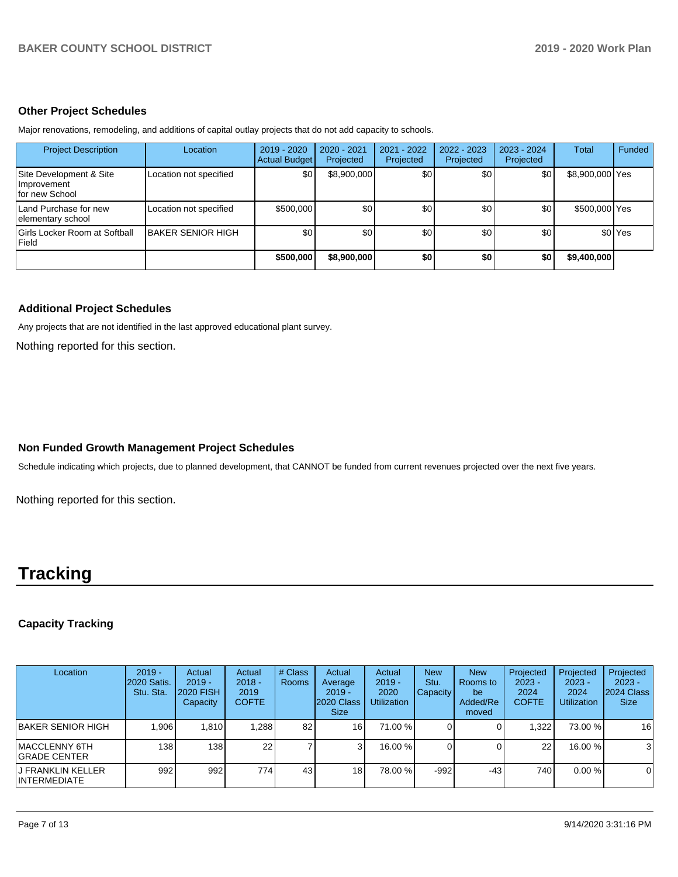### Other Project Schedules

Major renovations, remodeling, and additions of capital outlay projects that do not add capacity to schools.

| Project Description | Location | 2019 - 2020 Actual Budget | 2020 - 2021 Projected | 2021 - 2022 Projected | 2022 - 2023 Projected | 2023 - 2024 Projected | Total | Funded |
|---|---|---|---|---|---|---|---|---|
| Site Development & Site Improvement for new School | Location not specified | $0 | $8,900,000 | $0 | $0 | $0 | $8,900,000 | Yes |
| Land Purchase for new elementary school | Location not specified | $500,000 | $0 | $0 | $0 | $0 | $500,000 | Yes |
| Girls Locker Room at Softball Field | BAKER SENIOR HIGH | $0 | $0 | $0 | $0 | $0 | $0 | Yes |
| | | **$500,000** | **$8,900,000** | **$0** | **$0** | **$0** | **$9,400,000** | |

### Additional Project Schedules

Any projects that are not identified in the last approved educational plant survey.

Nothing reported for this section.

### Non Funded Growth Management Project Schedules

Schedule indicating which projects, due to planned development, that CANNOT be funded from current revenues projected over the next five years.

Nothing reported for this section.

# Tracking

### Capacity Tracking

| Location | 2019 - 2020 Satis. Stu. Sta. | Actual 2019 - 2020 FISH Capacity | Actual 2018 - 2019 COFTE | # Class Rooms | Actual Average 2019 - 2020 Class Size | Actual 2019 - 2020 Utilization | New Stu. Capacity | New Rooms to be Added/Removed | Projected 2023 - 2024 COFTE | Projected 2023 - 2024 Utilization | Projected 2023 - 2024 Class Size |
|---|---|---|---|---|---|---|---|---|---|---|---|
| BAKER SENIOR HIGH | 1,906 | 1,810 | 1,288 | 82 | 16 | 71.00 % | 0 | 0 | 1,322 | 73.00 % | 16 |
| MACCLENNY 6TH GRADE CENTER | 138 | 138 | 22 | 7 | 3 | 16.00 % | 0 | 0 | 22 | 16.00 % | 3 |
| J FRANKLIN KELLER INTERMEDIATE | 992 | 992 | 774 | 43 | 18 | 78.00 % | -992 | -43 | 740 | 0.00 % | 0 |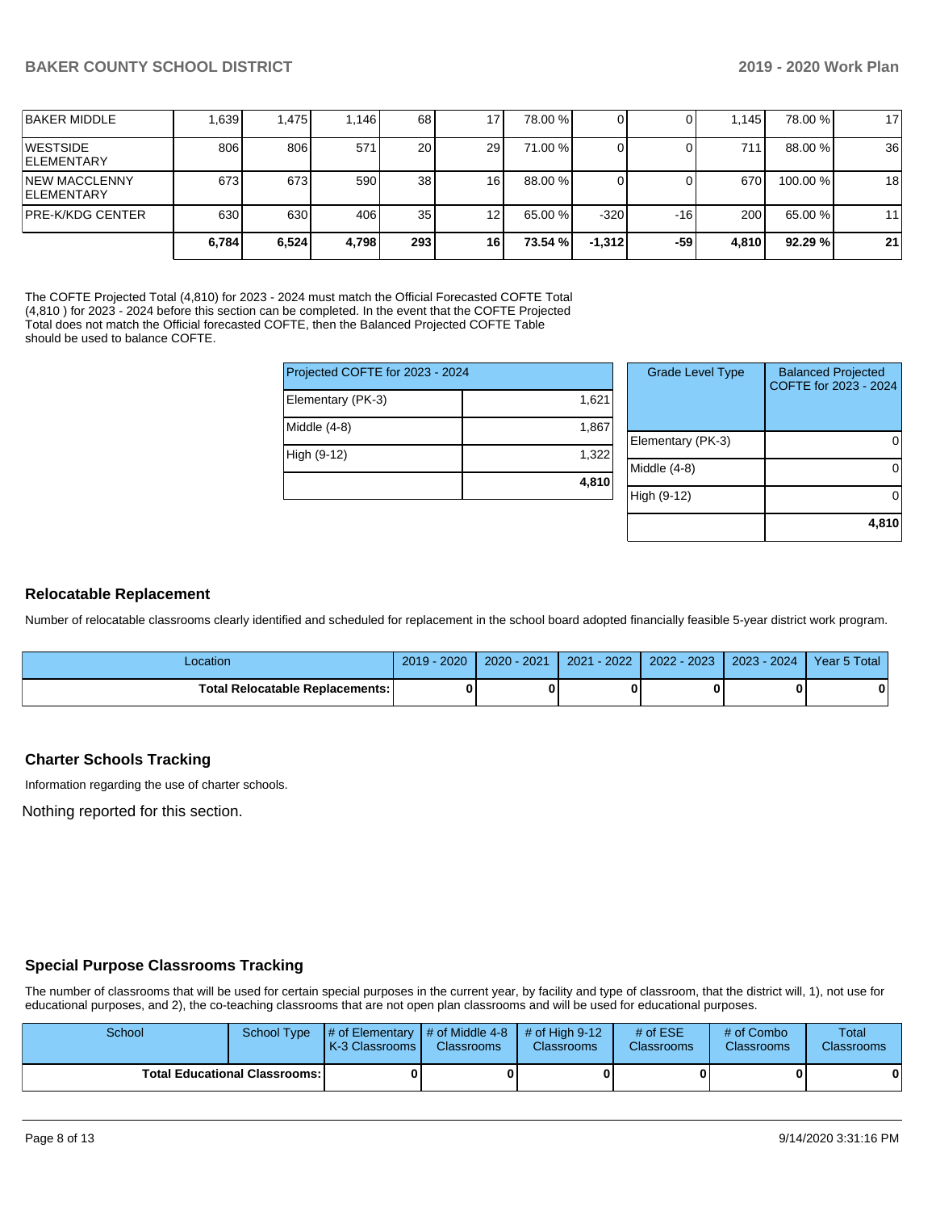| | | | | | | | | | | | |
|---|---|---|---|---|---|---|---|---|---|---|---|
| BAKER MIDDLE | 1,639 | 1,475 | 1,146 | 68 | 17 | 78.00 % | 0 | 0 | 1,145 | 78.00 % | 17 |
| WESTSIDE ELEMENTARY | 806 | 806 | 571 | 20 | 29 | 71.00 % | 0 | 0 | 711 | 88.00 % | 36 |
| NEW MACCLENNY ELEMENTARY | 673 | 673 | 590 | 38 | 16 | 88.00 % | 0 | 0 | 670 | 100.00 % | 18 |
| PRE-K/KDG CENTER | 630 | 630 | 406 | 35 | 12 | 65.00 % | -320 | -16 | 200 | 65.00 % | 11 |
| | **6,784** | **6,524** | **4,798** | **293** | **16** | **73.54 %** | **-1,312** | **-59** | **4,810** | **92.29 %** | **21** |

The COFTE Projected Total (4,810) for 2023 - 2024 must match the Official Forecasted COFTE Total (4,810 ) for 2023 - 2024 before this section can be completed. In the event that the COFTE Projected Total does not match the Official forecasted COFTE, then the Balanced Projected COFTE Table should be used to balance COFTE.

| Projected COFTE for 2023 - 2024 | |
|---|---|
| Elementary (PK-3) | 1,621 |
| Middle (4-8) | 1,867 |
| High (9-12) | 1,322 |
| | **4,810** |

| Grade Level Type | Balanced Projected COFTE for 2023 - 2024 |
|---|---|
| Elementary (PK-3) | 0 |
| Middle (4-8) | 0 |
| High (9-12) | 0 |
| | **4,810** |

## Relocatable Replacement

Number of relocatable classrooms clearly identified and scheduled for replacement in the school board adopted financially feasible 5-year district work program.

| Location | 2019 - 2020 | 2020 - 2021 | 2021 - 2022 | 2022 - 2023 | 2023 - 2024 | Year 5 Total |
|---|---|---|---|---|---|---|
| **Total Relocatable Replacements:** | **0** | **0** | **0** | **0** | **0** | **0** |

## Charter Schools Tracking

Information regarding the use of charter schools.

Nothing reported for this section.

## Special Purpose Classrooms Tracking

The number of classrooms that will be used for certain special purposes in the current year, by facility and type of classroom, that the district will, 1), not use for educational purposes, and 2), the co-teaching classrooms that are not open plan classrooms and will be used for educational purposes.

| School | School Type | # of Elementary K-3 Classrooms | # of Middle 4-8 Classrooms | # of High 9-12 Classrooms | # of ESE Classrooms | # of Combo Classrooms | Total Classrooms |
|---|---|---|---|---|---|---|---|
| **Total Educational Classrooms:** | | **0** | **0** | **0** | **0** | **0** | **0** |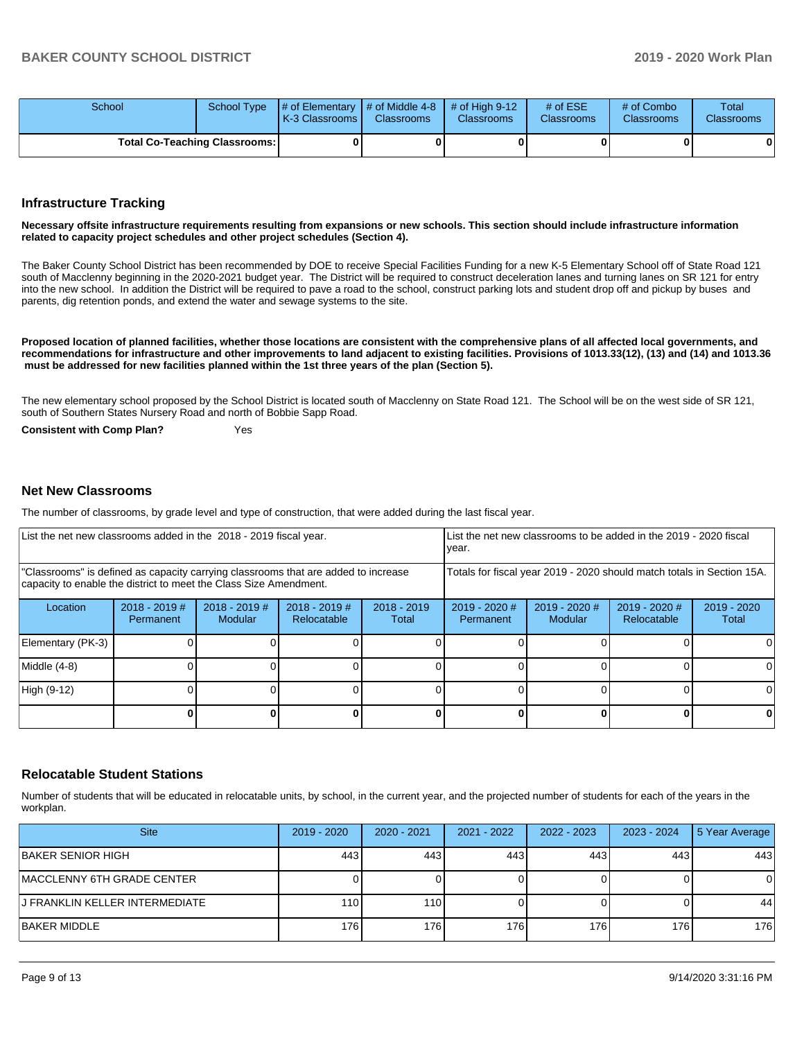| School | School Type | # of Elementary K-3 Classrooms | # of Middle 4-8 Classrooms | # of High 9-12 Classrooms | # of ESE Classrooms | # of Combo Classrooms | Total Classrooms |
|---|---|---|---|---|---|---|---|
| Total Co-Teaching Classrooms: | | 0 | 0 | 0 | 0 | 0 | 0 |

## Infrastructure Tracking

**Necessary offsite infrastructure requirements resulting from expansions or new schools. This section should include infrastructure information related to capacity project schedules and other project schedules (Section 4).**

The Baker County School District has been recommended by DOE to receive Special Facilities Funding for a new K-5 Elementary School off of State Road 121 south of Macclenny beginning in the 2020-2021 budget year. The District will be required to construct deceleration lanes and turning lanes on SR 121 for entry into the new school. In addition the District will be required to pave a road to the school, construct parking lots and student drop off and pickup by buses and parents, dig retention ponds, and extend the water and sewage systems to the site.

**Proposed location of planned facilities, whether those locations are consistent with the comprehensive plans of all affected local governments, and recommendations for infrastructure and other improvements to land adjacent to existing facilities. Provisions of 1013.33(12), (13) and (14) and 1013.36 must be addressed for new facilities planned within the 1st three years of the plan (Section 5).**

The new elementary school proposed by the School District is located south of Macclenny on State Road 121. The School will be on the west side of SR 121, south of Southern States Nursery Road and north of Bobbie Sapp Road.

**Consistent with Comp Plan?** Yes

## Net New Classrooms

The number of classrooms, by grade level and type of construction, that were added during the last fiscal year.

| List the net new classrooms added in the 2018 - 2019 fiscal year. | | | | List the net new classrooms to be added in the 2019 - 2020 fiscal year. | | | |
|---|---|---|---|---|---|---|---|
| "Classrooms" is defined as capacity carrying classrooms that are added to increase capacity to enable the district to meet the Class Size Amendment. | | | | Totals for fiscal year 2019 - 2020 should match totals in Section 15A. | | | |
| Location | 2018 - 2019 # Permanent | 2018 - 2019 # Modular | 2018 - 2019 # Relocatable | 2018 - 2019 Total | 2019 - 2020 # Permanent | 2019 - 2020 # Modular | 2019 - 2020 # Relocatable | 2019 - 2020 Total |
| Elementary (PK-3) | 0 | 0 | 0 | 0 | 0 | 0 | 0 | 0 |
| Middle (4-8) | 0 | 0 | 0 | 0 | 0 | 0 | 0 | 0 |
| High (9-12) | 0 | 0 | 0 | 0 | 0 | 0 | 0 | 0 |
| | **0** | **0** | **0** | **0** | **0** | **0** | **0** | **0** |

## Relocatable Student Stations

Number of students that will be educated in relocatable units, by school, in the current year, and the projected number of students for each of the years in the workplan.

| Site | 2019 - 2020 | 2020 - 2021 | 2021 - 2022 | 2022 - 2023 | 2023 - 2024 | 5 Year Average |
|---|---|---|---|---|---|---|
| BAKER SENIOR HIGH | 443 | 443 | 443 | 443 | 443 | 443 |
| MACCLENNY 6TH GRADE CENTER | 0 | 0 | 0 | 0 | 0 | 0 |
| J FRANKLIN KELLER INTERMEDIATE | 110 | 110 | 0 | 0 | 0 | 44 |
| BAKER MIDDLE | 176 | 176 | 176 | 176 | 176 | 176 |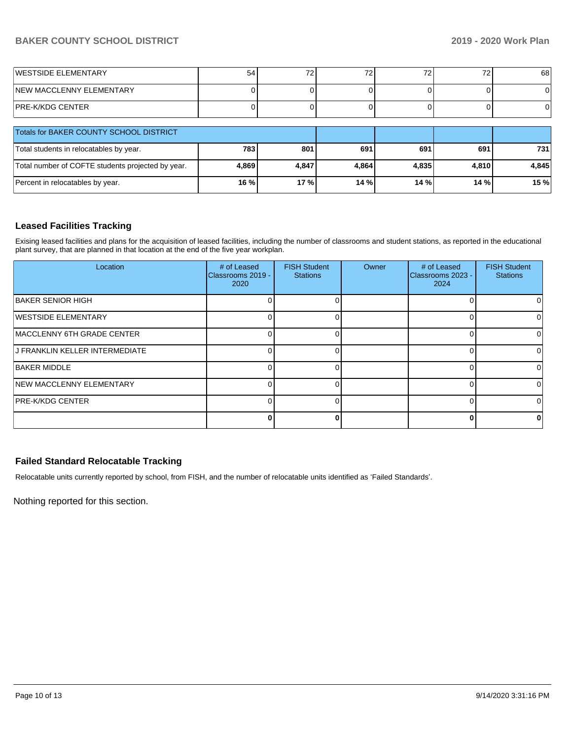| | | | | | | |
|---|---|---|---|---|---|---|
| WESTSIDE ELEMENTARY | 54 | 72 | 72 | 72 | 72 | 68 |
| NEW MACCLENNY ELEMENTARY | 0 | 0 | 0 | 0 | 0 | 0 |
| PRE-K/KDG CENTER | 0 | 0 | 0 | 0 | 0 | 0 |

| Totals for BAKER COUNTY SCHOOL DISTRICT | | | | | | |
|---|---|---|---|---|---|---|
| Total students in relocatables by year. | **783** | **801** | **691** | **691** | **691** | **731** |
| Total number of COFTE students projected by year. | **4,869** | **4,847** | **4,864** | **4,835** | **4,810** | **4,845** |
| Percent in relocatables by year. | **16 %** | **17 %** | **14 %** | **14 %** | **14 %** | **15 %** |

## Leased Facilities Tracking

Exising leased facilities and plans for the acquisition of leased facilities, including the number of classrooms and student stations, as reported in the educational plant survey, that are planned in that location at the end of the five year workplan.

| Location | # of Leased Classrooms 2019 - 2020 | FISH Student Stations | Owner | # of Leased Classrooms 2023 - 2024 | FISH Student Stations |
|---|---|---|---|---|---|
| BAKER SENIOR HIGH | 0 | 0 | | 0 | 0 |
| WESTSIDE ELEMENTARY | 0 | 0 | | 0 | 0 |
| MACCLENNY 6TH GRADE CENTER | 0 | 0 | | 0 | 0 |
| J FRANKLIN KELLER INTERMEDIATE | 0 | 0 | | 0 | 0 |
| BAKER MIDDLE | 0 | 0 | | 0 | 0 |
| NEW MACCLENNY ELEMENTARY | 0 | 0 | | 0 | 0 |
| PRE-K/KDG CENTER | 0 | 0 | | 0 | 0 |
| | **0** | **0** | | **0** | **0** |

## Failed Standard Relocatable Tracking

Relocatable units currently reported by school, from FISH, and the number of relocatable units identified as 'Failed Standards'.

Nothing reported for this section.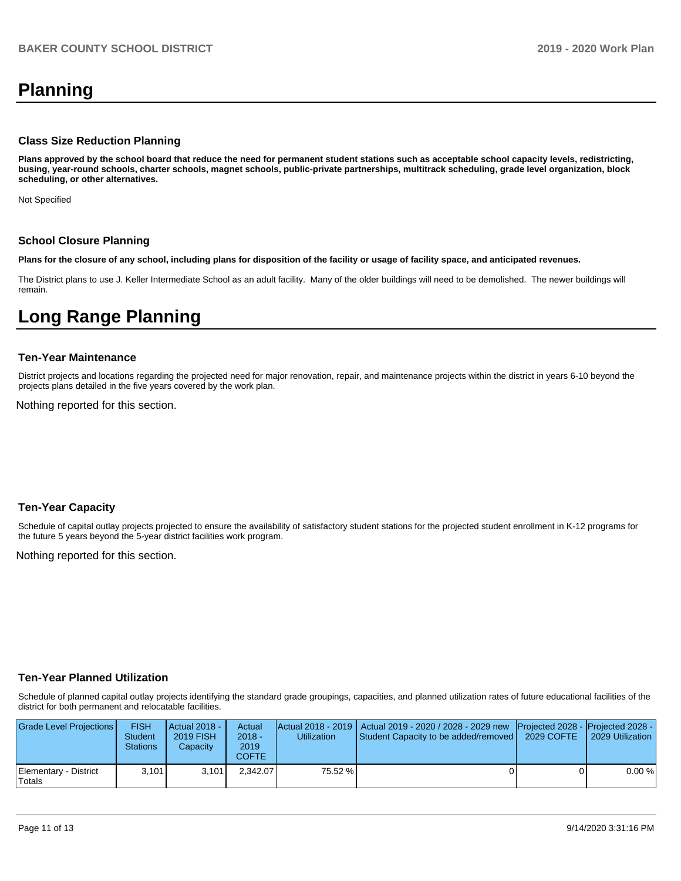# Planning

### Class Size Reduction Planning

**Plans approved by the school board that reduce the need for permanent student stations such as acceptable school capacity levels, redistricting, busing, year-round schools, charter schools, magnet schools, public-private partnerships, multitrack scheduling, grade level organization, block scheduling, or other alternatives.**

Not Specified

### School Closure Planning

**Plans for the closure of any school, including plans for disposition of the facility or usage of facility space, and anticipated revenues.**

The District plans to use J. Keller Intermediate School as an adult facility. Many of the older buildings will need to be demolished. The newer buildings will remain.

# Long Range Planning

### Ten-Year Maintenance

District projects and locations regarding the projected need for major renovation, repair, and maintenance projects within the district in years 6-10 beyond the projects plans detailed in the five years covered by the work plan.

Nothing reported for this section.

### Ten-Year Capacity

Schedule of capital outlay projects projected to ensure the availability of satisfactory student stations for the projected student enrollment in K-12 programs for the future 5 years beyond the 5-year district facilities work program.

Nothing reported for this section.

### Ten-Year Planned Utilization

Schedule of planned capital outlay projects identifying the standard grade groupings, capacities, and planned utilization rates of future educational facilities of the district for both permanent and relocatable facilities.

| Grade Level Projections | FISH Student Stations | Actual 2018 - 2019 FISH Capacity | Actual 2018 - 2019 COFTE | Actual 2018 - 2019 Utilization | Actual 2019 - 2020 / 2028 - 2029 new Student Capacity to be added/removed | Projected 2028 - 2029 COFTE | Projected 2028 - 2029 Utilization |
|---|---|---|---|---|---|---|---|
| Elementary - District Totals | 3,101 | 3,101 | 2,342.07 | 75.52 % | 0 | 0 | 0.00 % |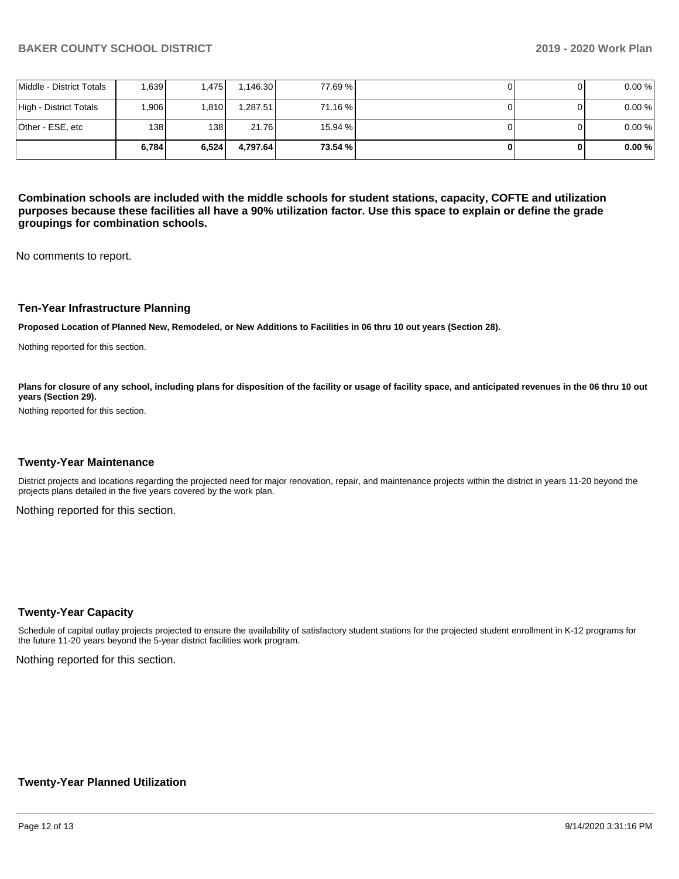| | | | | | | | |
|---|---|---|---|---|---|---|---|
| Middle - District Totals | 1,639 | 1,475 | 1,146.30 | 77.69 % | 0 | 0 | 0.00 % |
| High - District Totals | 1,906 | 1,810 | 1,287.51 | 71.16 % | 0 | 0 | 0.00 % |
| Other - ESE, etc | 138 | 138 | 21.76 | 15.94 % | 0 | 0 | 0.00 % |
| | **6,784** | **6,524** | **4,797.64** | **73.54 %** | **0** | **0** | **0.00 %** |

**Combination schools are included with the middle schools for student stations, capacity, COFTE and utilization purposes because these facilities all have a 90% utilization factor. Use this space to explain or define the grade groupings for combination schools.**

No comments to report.

### Ten-Year Infrastructure Planning

**Proposed Location of Planned New, Remodeled, or New Additions to Facilities in 06 thru 10 out years (Section 28).**

Nothing reported for this section.

**Plans for closure of any school, including plans for disposition of the facility or usage of facility space, and anticipated revenues in the 06 thru 10 out years (Section 29).**

Nothing reported for this section.

### Twenty-Year Maintenance

District projects and locations regarding the projected need for major renovation, repair, and maintenance projects within the district in years 11-20 beyond the projects plans detailed in the five years covered by the work plan.

Nothing reported for this section.

### Twenty-Year Capacity

Schedule of capital outlay projects projected to ensure the availability of satisfactory student stations for the projected student enrollment in K-12 programs for the future 11-20 years beyond the 5-year district facilities work program.

Nothing reported for this section.

### Twenty-Year Planned Utilization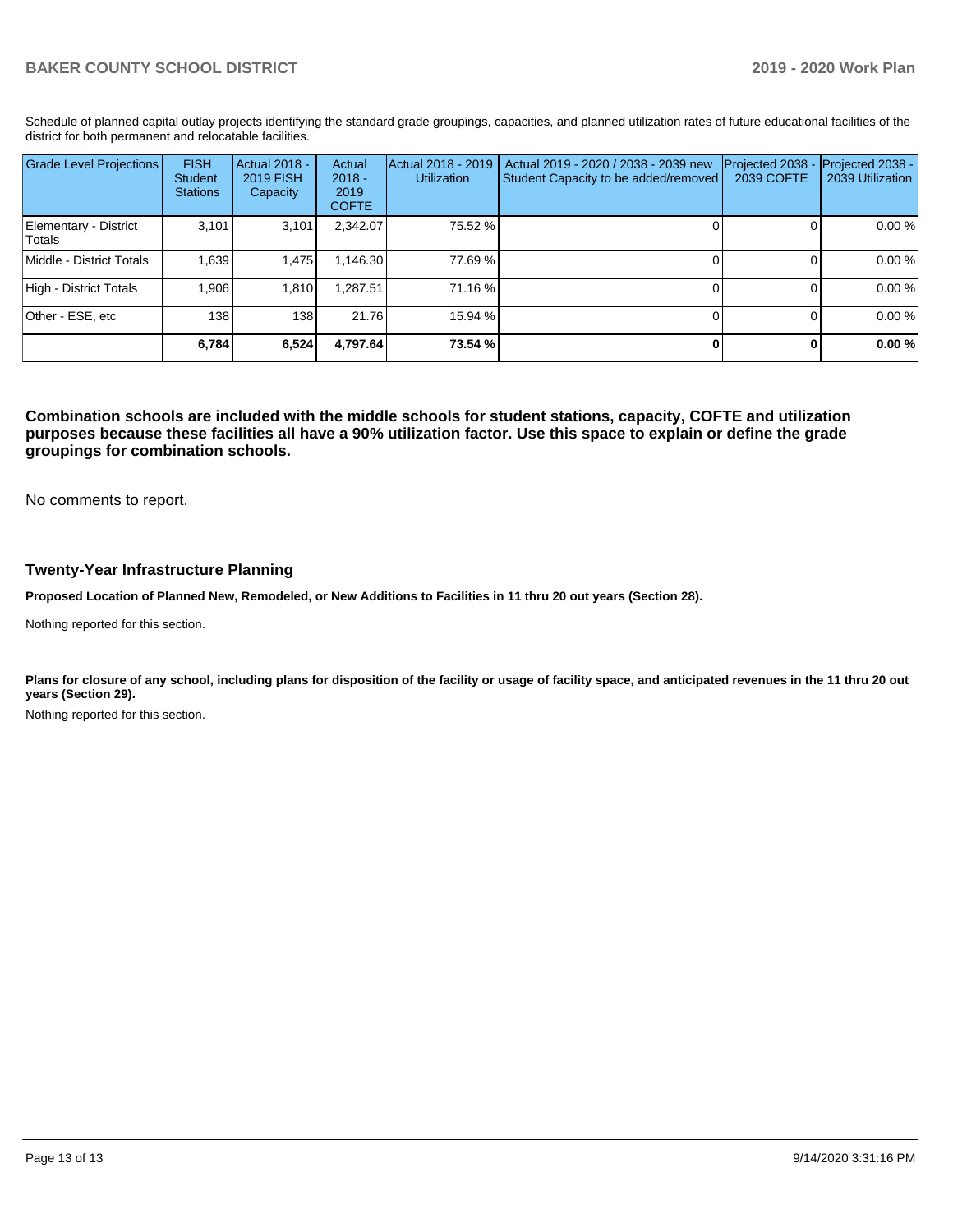Schedule of planned capital outlay projects identifying the standard grade groupings, capacities, and planned utilization rates of future educational facilities of the district for both permanent and relocatable facilities.

| Grade Level Projections | FISH Student Stations | Actual 2018 - 2019 FISH Capacity | Actual 2018 - 2019 COFTE | Actual 2018 - 2019 Utilization | Actual 2019 - 2020 / 2038 - 2039 new Student Capacity to be added/removed | Projected 2038 - 2039 COFTE | Projected 2038 - 2039 Utilization |
|---|---|---|---|---|---|---|---|
| Elementary - District Totals | 3,101 | 3,101 | 2,342.07 | 75.52 % | 0 | 0 | 0.00 % |
| Middle - District Totals | 1,639 | 1,475 | 1,146.30 | 77.69 % | 0 | 0 | 0.00 % |
| High - District Totals | 1,906 | 1,810 | 1,287.51 | 71.16 % | 0 | 0 | 0.00 % |
| Other - ESE, etc | 138 | 138 | 21.76 | 15.94 % | 0 | 0 | 0.00 % |
| | **6,784** | **6,524** | **4,797.64** | **73.54 %** | **0** | **0** | **0.00 %** |

**Combination schools are included with the middle schools for student stations, capacity, COFTE and utilization purposes because these facilities all have a 90% utilization factor. Use this space to explain or define the grade groupings for combination schools.**

No comments to report.

## Twenty-Year Infrastructure Planning

**Proposed Location of Planned New, Remodeled, or New Additions to Facilities in 11 thru 20 out years (Section 28).**

Nothing reported for this section.

**Plans for closure of any school, including plans for disposition of the facility or usage of facility space, and anticipated revenues in the 11 thru 20 out years (Section 29).**

Nothing reported for this section.